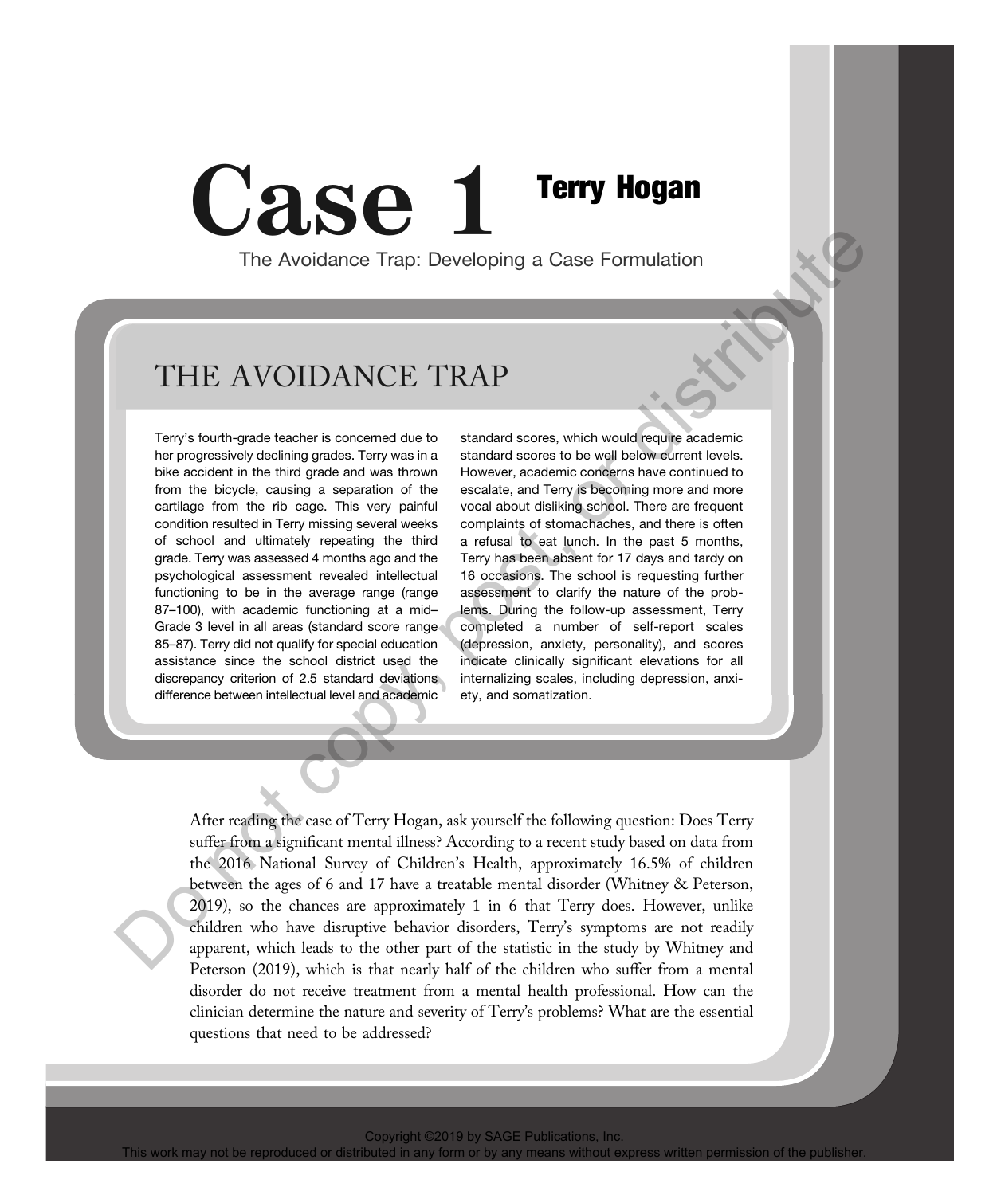# Case 1 Terry Hogan

The Avoidance Trap: Developing a Case Formulation

## THE AVOIDANCE TRAP

Terry's fourth-grade teacher is concerned due to her progressively declining grades. Terry was in a bike accident in the third grade and was thrown from the bicycle, causing a separation of the cartilage from the rib cage. This very painful condition resulted in Terry missing several weeks of school and ultimately repeating the third grade. Terry was assessed 4 months ago and the psychological assessment revealed intellectual functioning to be in the average range (range 87–100), with academic functioning at a mid–Grade 3 level in all areas (standard score range 85–87). Terry did not qualify for special education assistance since the school district used the discrepancy criterion of 2.5 standard deviations difference between intellectual level and academic standard scores, which would require academic standard scores to be well below current levels. However, academic concerns have continued to escalate, and Terry is becoming more and more vocal about disliking school. There are frequent complaints of stomachaches, and there is often a refusal to eat lunch. In the past 5 months, Terry has been absent for 17 days and tardy on 16 occasions. The school is requesting further assessment to clarify the nature of the problems. During the follow-up assessment, Terry completed a number of self-report scales (depression, anxiety, personality), and scores indicate clinically significant elevations for all internalizing scales, including depression, anxiety, and somatization.

After reading the case of Terry Hogan, ask yourself the following question: Does Terry suffer from a significant mental illness? According to a recent study based on data from the 2016 National Survey of Children's Health, approximately 16.5% of children between the ages of 6 and 17 have a treatable mental disorder (Whitney & Peterson, 2019), so the chances are approximately 1 in 6 that Terry does. However, unlike children who have disruptive behavior disorders, Terry's symptoms are not readily apparent, which leads to the other part of the statistic in the study by Whitney and Peterson (2019), which is that nearly half of the children who suffer from a mental disorder do not receive treatment from a mental health professional. How can the clinician determine the nature and severity of Terry's problems? What are the essential questions that need to be addressed?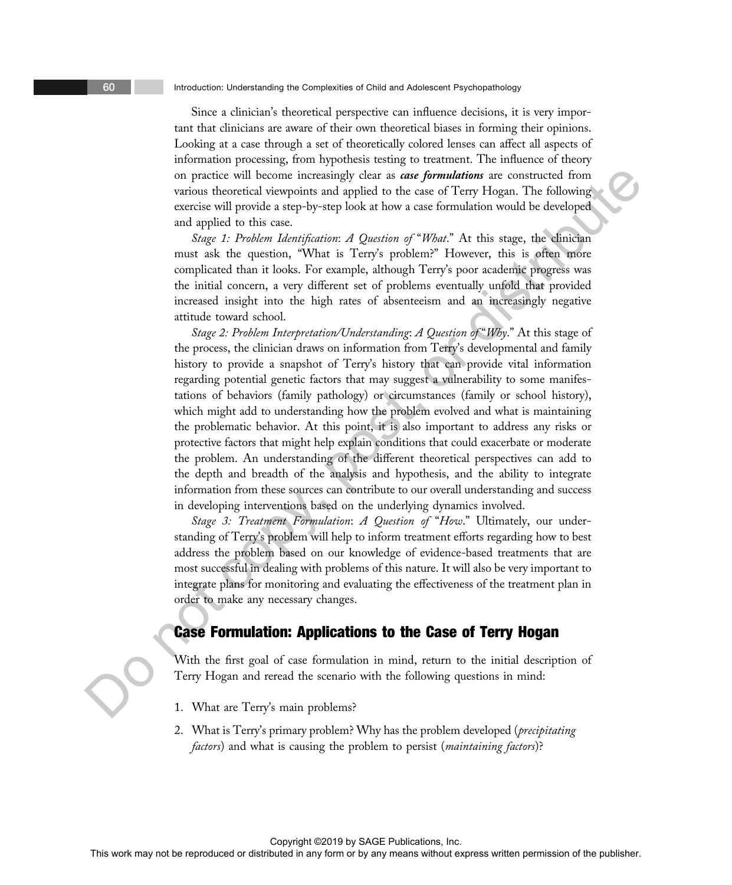Since a clinician's theoretical perspective can influence decisions, it is very important that clinicians are aware of their own theoretical biases in forming their opinions. Looking at a case through a set of theoretically colored lenses can affect all aspects of information processing, from hypothesis testing to treatment. The influence of theory on practice will become increasingly clear as ***case formulations*** are constructed from various theoretical viewpoints and applied to the case of Terry Hogan. The following exercise will provide a step-by-step look at how a case formulation would be developed and applied to this case.

*Stage 1: Problem Identification*: *A Question of* "*What*." At this stage, the clinician must ask the question, "What is Terry's problem?" However, this is often more complicated than it looks. For example, although Terry's poor academic progress was the initial concern, a very different set of problems eventually unfold that provided increased insight into the high rates of absenteeism and an increasingly negative attitude toward school.

*Stage 2: Problem Interpretation/Understanding*: *A Question of* "*Why*." At this stage of the process, the clinician draws on information from Terry's developmental and family history to provide a snapshot of Terry's history that can provide vital information regarding potential genetic factors that may suggest a vulnerability to some manifestations of behaviors (family pathology) or circumstances (family or school history), which might add to understanding how the problem evolved and what is maintaining the problematic behavior. At this point, it is also important to address any risks or protective factors that might help explain conditions that could exacerbate or moderate the problem. An understanding of the different theoretical perspectives can add to the depth and breadth of the analysis and hypothesis, and the ability to integrate information from these sources can contribute to our overall understanding and success in developing interventions based on the underlying dynamics involved.

*Stage 3: Treatment Formulation*: *A Question of* "*How*." Ultimately, our understanding of Terry's problem will help to inform treatment efforts regarding how to best address the problem based on our knowledge of evidence-based treatments that are most successful in dealing with problems of this nature. It will also be very important to integrate plans for monitoring and evaluating the effectiveness of the treatment plan in order to make any necessary changes.

## Case Formulation: Applications to the Case of Terry Hogan

With the first goal of case formulation in mind, return to the initial description of Terry Hogan and reread the scenario with the following questions in mind:

1. What are Terry's main problems?
2. What is Terry's primary problem? Why has the problem developed (*precipitating factors*) and what is causing the problem to persist (*maintaining factors*)?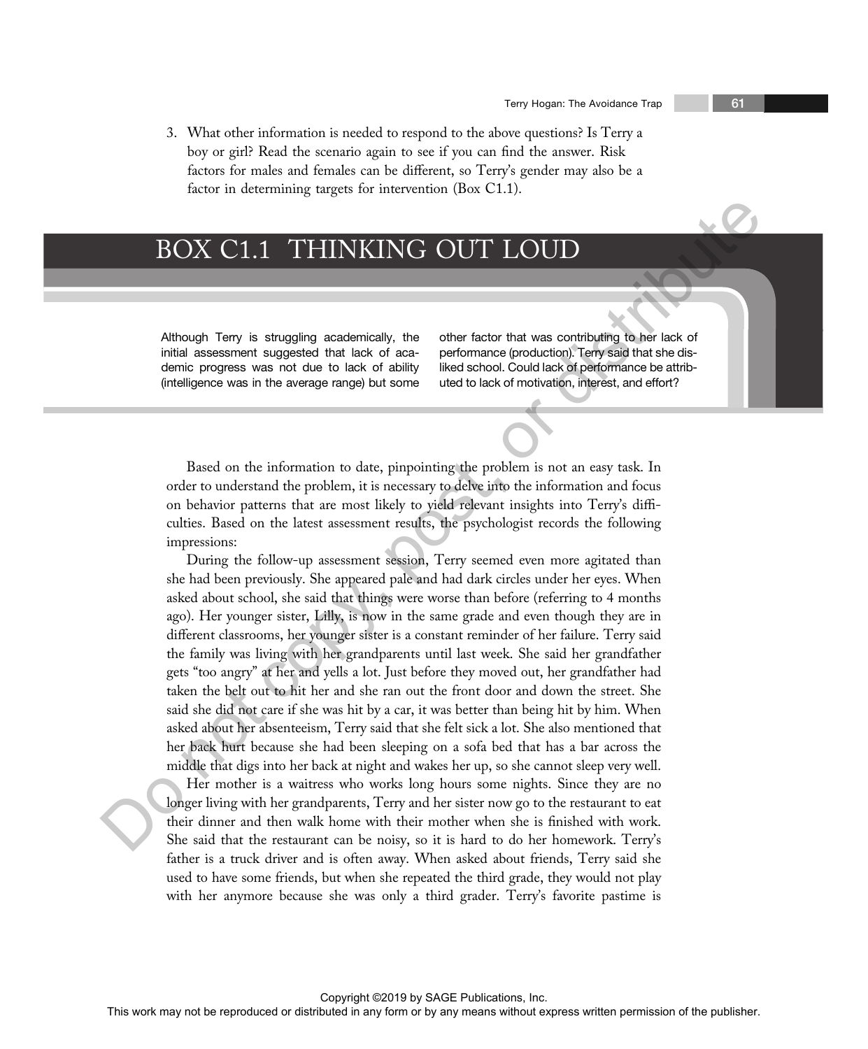3. What other information is needed to respond to the above questions? Is Terry a boy or girl? Read the scenario again to see if you can find the answer. Risk factors for males and females can be different, so Terry's gender may also be a factor in determining targets for intervention (Box C1.1).

## BOX C1.1 THINKING OUT LOUD

Although Terry is struggling academically, the initial assessment suggested that lack of academic progress was not due to lack of ability (intelligence was in the average range) but some other factor that was contributing to her lack of performance (production). Terry said that she disliked school. Could lack of performance be attributed to lack of motivation, interest, and effort?

Based on the information to date, pinpointing the problem is not an easy task. In order to understand the problem, it is necessary to delve into the information and focus on behavior patterns that are most likely to yield relevant insights into Terry's difficulties. Based on the latest assessment results, the psychologist records the following impressions:

During the follow-up assessment session, Terry seemed even more agitated than she had been previously. She appeared pale and had dark circles under her eyes. When asked about school, she said that things were worse than before (referring to 4 months ago). Her younger sister, Lilly, is now in the same grade and even though they are in different classrooms, her younger sister is a constant reminder of her failure. Terry said the family was living with her grandparents until last week. She said her grandfather gets "too angry" at her and yells a lot. Just before they moved out, her grandfather had taken the belt out to hit her and she ran out the front door and down the street. She said she did not care if she was hit by a car, it was better than being hit by him. When asked about her absenteeism, Terry said that she felt sick a lot. She also mentioned that her back hurt because she had been sleeping on a sofa bed that has a bar across the middle that digs into her back at night and wakes her up, so she cannot sleep very well.

Her mother is a waitress who works long hours some nights. Since they are no longer living with her grandparents, Terry and her sister now go to the restaurant to eat their dinner and then walk home with their mother when she is finished with work. She said that the restaurant can be noisy, so it is hard to do her homework. Terry's father is a truck driver and is often away. When asked about friends, Terry said she used to have some friends, but when she repeated the third grade, they would not play with her anymore because she was only a third grader. Terry's favorite pastime is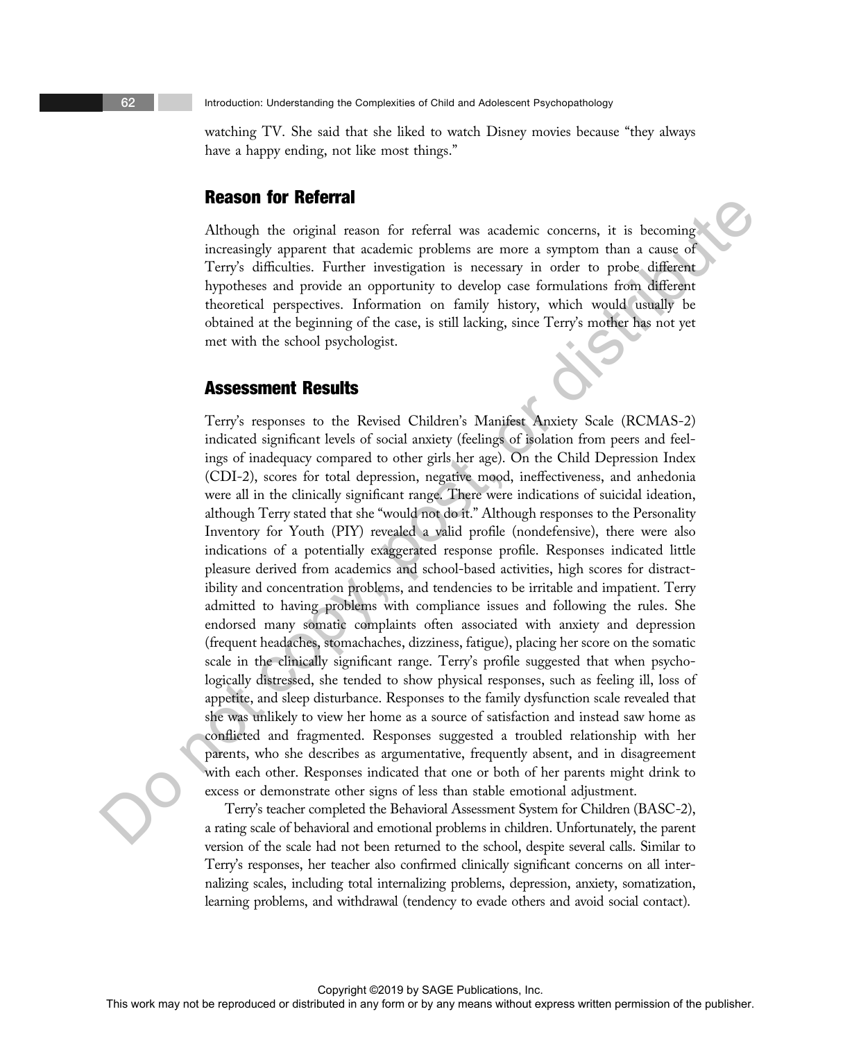watching TV. She said that she liked to watch Disney movies because "they always have a happy ending, not like most things."

## Reason for Referral

Although the original reason for referral was academic concerns, it is becoming increasingly apparent that academic problems are more a symptom than a cause of Terry's difficulties. Further investigation is necessary in order to probe different hypotheses and provide an opportunity to develop case formulations from different theoretical perspectives. Information on family history, which would usually be obtained at the beginning of the case, is still lacking, since Terry's mother has not yet met with the school psychologist.

## Assessment Results

Terry's responses to the Revised Children's Manifest Anxiety Scale (RCMAS-2) indicated significant levels of social anxiety (feelings of isolation from peers and feelings of inadequacy compared to other girls her age). On the Child Depression Index (CDI-2), scores for total depression, negative mood, ineffectiveness, and anhedonia were all in the clinically significant range. There were indications of suicidal ideation, although Terry stated that she "would not do it." Although responses to the Personality Inventory for Youth (PIY) revealed a valid profile (nondefensive), there were also indications of a potentially exaggerated response profile. Responses indicated little pleasure derived from academics and school-based activities, high scores for distractibility and concentration problems, and tendencies to be irritable and impatient. Terry admitted to having problems with compliance issues and following the rules. She endorsed many somatic complaints often associated with anxiety and depression (frequent headaches, stomachaches, dizziness, fatigue), placing her score on the somatic scale in the clinically significant range. Terry's profile suggested that when psychologically distressed, she tended to show physical responses, such as feeling ill, loss of appetite, and sleep disturbance. Responses to the family dysfunction scale revealed that she was unlikely to view her home as a source of satisfaction and instead saw home as conflicted and fragmented. Responses suggested a troubled relationship with her parents, who she describes as argumentative, frequently absent, and in disagreement with each other. Responses indicated that one or both of her parents might drink to excess or demonstrate other signs of less than stable emotional adjustment.

Terry's teacher completed the Behavioral Assessment System for Children (BASC-2), a rating scale of behavioral and emotional problems in children. Unfortunately, the parent version of the scale had not been returned to the school, despite several calls. Similar to Terry's responses, her teacher also confirmed clinically significant concerns on all internalizing scales, including total internalizing problems, depression, anxiety, somatization, learning problems, and withdrawal (tendency to evade others and avoid social contact).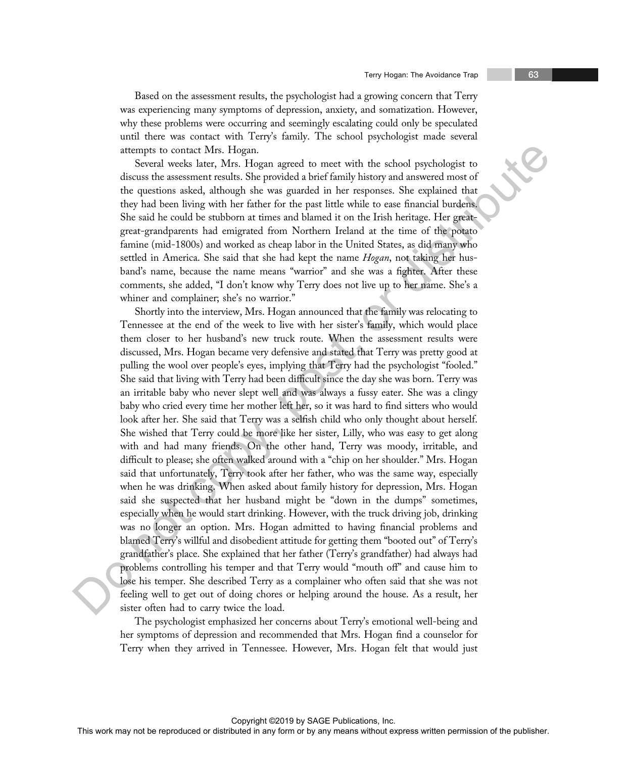Based on the assessment results, the psychologist had a growing concern that Terry was experiencing many symptoms of depression, anxiety, and somatization. However, why these problems were occurring and seemingly escalating could only be speculated until there was contact with Terry's family. The school psychologist made several attempts to contact Mrs. Hogan.

Several weeks later, Mrs. Hogan agreed to meet with the school psychologist to discuss the assessment results. She provided a brief family history and answered most of the questions asked, although she was guarded in her responses. She explained that they had been living with her father for the past little while to ease financial burdens. She said he could be stubborn at times and blamed it on the Irish heritage. Her great-great-grandparents had emigrated from Northern Ireland at the time of the potato famine (mid-1800s) and worked as cheap labor in the United States, as did many who settled in America. She said that she had kept the name *Hogan*, not taking her husband's name, because the name means "warrior" and she was a fighter. After these comments, she added, "I don't know why Terry does not live up to her name. She's a whiner and complainer; she's no warrior."

Shortly into the interview, Mrs. Hogan announced that the family was relocating to Tennessee at the end of the week to live with her sister's family, which would place them closer to her husband's new truck route. When the assessment results were discussed, Mrs. Hogan became very defensive and stated that Terry was pretty good at pulling the wool over people's eyes, implying that Terry had the psychologist "fooled." She said that living with Terry had been difficult since the day she was born. Terry was an irritable baby who never slept well and was always a fussy eater. She was a clingy baby who cried every time her mother left her, so it was hard to find sitters who would look after her. She said that Terry was a selfish child who only thought about herself. She wished that Terry could be more like her sister, Lilly, who was easy to get along with and had many friends. On the other hand, Terry was moody, irritable, and difficult to please; she often walked around with a "chip on her shoulder." Mrs. Hogan said that unfortunately, Terry took after her father, who was the same way, especially when he was drinking. When asked about family history for depression, Mrs. Hogan said she suspected that her husband might be "down in the dumps" sometimes, especially when he would start drinking. However, with the truck driving job, drinking was no longer an option. Mrs. Hogan admitted to having financial problems and blamed Terry's willful and disobedient attitude for getting them "booted out" of Terry's grandfather's place. She explained that her father (Terry's grandfather) had always had problems controlling his temper and that Terry would "mouth off" and cause him to lose his temper. She described Terry as a complainer who often said that she was not feeling well to get out of doing chores or helping around the house. As a result, her sister often had to carry twice the load.

The psychologist emphasized her concerns about Terry's emotional well-being and her symptoms of depression and recommended that Mrs. Hogan find a counselor for Terry when they arrived in Tennessee. However, Mrs. Hogan felt that would just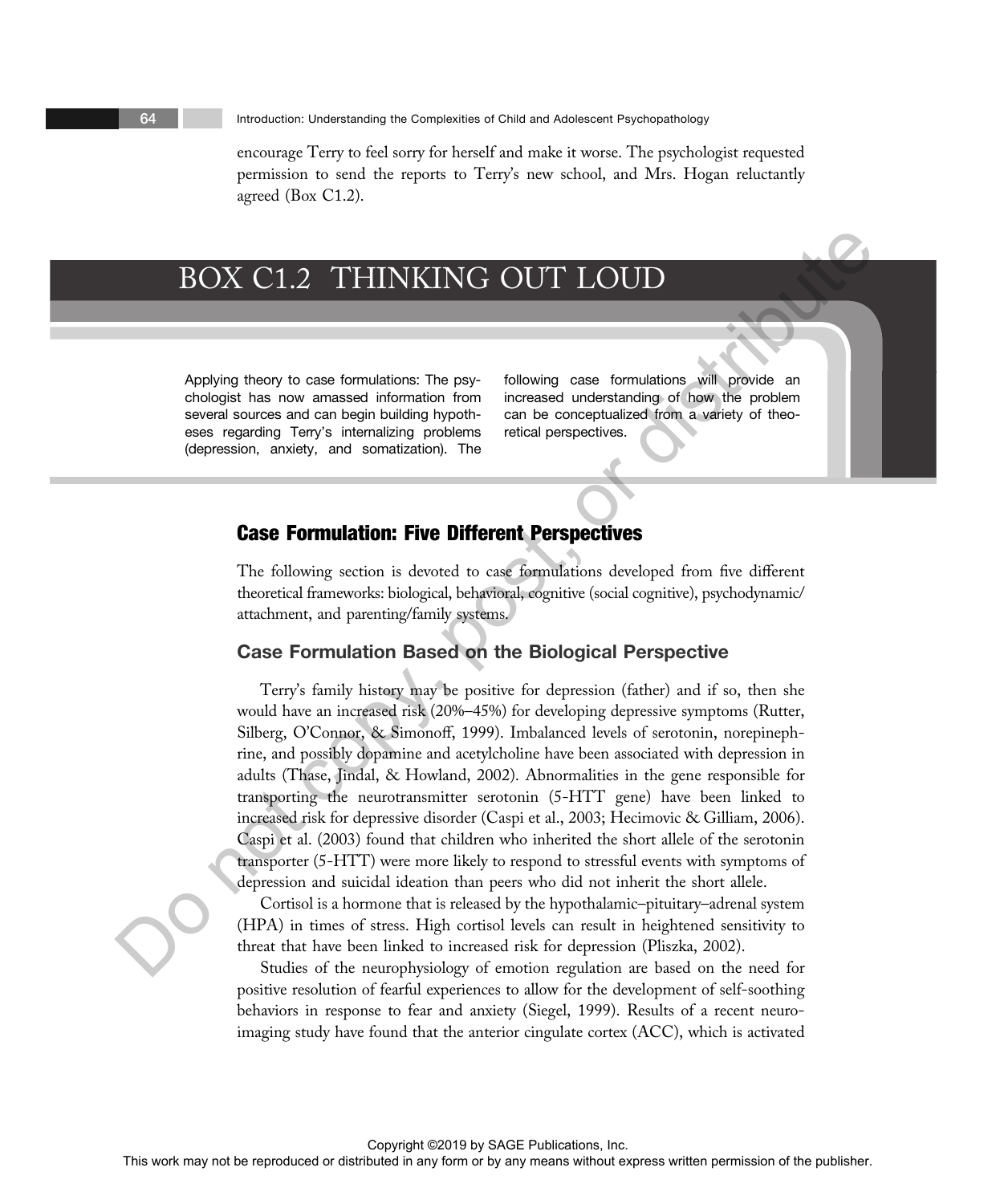encourage Terry to feel sorry for herself and make it worse. The psychologist requested permission to send the reports to Terry's new school, and Mrs. Hogan reluctantly agreed (Box C1.2).

## BOX C1.2 THINKING OUT LOUD

Applying theory to case formulations: The psychologist has now amassed information from several sources and can begin building hypotheses regarding Terry's internalizing problems (depression, anxiety, and somatization). The following case formulations will provide an increased understanding of how the problem can be conceptualized from a variety of theoretical perspectives.

## Case Formulation: Five Different Perspectives

The following section is devoted to case formulations developed from five different theoretical frameworks: biological, behavioral, cognitive (social cognitive), psychodynamic/attachment, and parenting/family systems.

### Case Formulation Based on the Biological Perspective

Terry's family history may be positive for depression (father) and if so, then she would have an increased risk (20%–45%) for developing depressive symptoms (Rutter, Silberg, O'Connor, & Simonoff, 1999). Imbalanced levels of serotonin, norepinephrine, and possibly dopamine and acetylcholine have been associated with depression in adults (Thase, Jindal, & Howland, 2002). Abnormalities in the gene responsible for transporting the neurotransmitter serotonin (5-HTT gene) have been linked to increased risk for depressive disorder (Caspi et al., 2003; Hecimovic & Gilliam, 2006). Caspi et al. (2003) found that children who inherited the short allele of the serotonin transporter (5-HTT) were more likely to respond to stressful events with symptoms of depression and suicidal ideation than peers who did not inherit the short allele.

Cortisol is a hormone that is released by the hypothalamic–pituitary–adrenal system (HPA) in times of stress. High cortisol levels can result in heightened sensitivity to threat that have been linked to increased risk for depression (Pliszka, 2002).

Studies of the neurophysiology of emotion regulation are based on the need for positive resolution of fearful experiences to allow for the development of self-soothing behaviors in response to fear and anxiety (Siegel, 1999). Results of a recent neuroimaging study have found that the anterior cingulate cortex (ACC), which is activated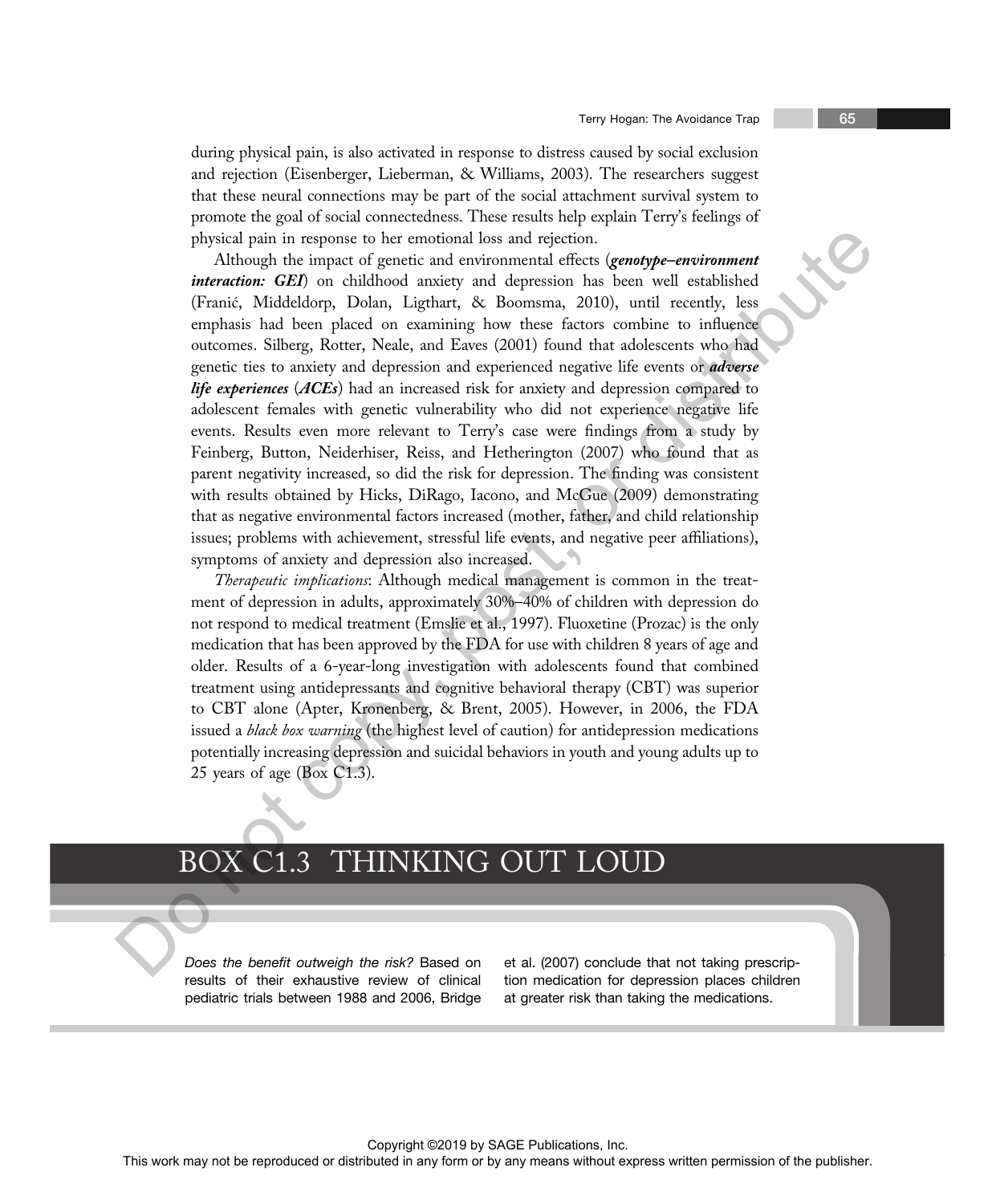during physical pain, is also activated in response to distress caused by social exclusion and rejection (Eisenberger, Lieberman, & Williams, 2003). The researchers suggest that these neural connections may be part of the social attachment survival system to promote the goal of social connectedness. These results help explain Terry's feelings of physical pain in response to her emotional loss and rejection.

Although the impact of genetic and environmental effects (***genotype–environment interaction: GEI***) on childhood anxiety and depression has been well established (Franić, Middeldorp, Dolan, Ligthart, & Boomsma, 2010), until recently, less emphasis had been placed on examining how these factors combine to influence outcomes. Silberg, Rotter, Neale, and Eaves (2001) found that adolescents who had genetic ties to anxiety and depression and experienced negative life events or ***adverse life experiences*** (***ACEs***) had an increased risk for anxiety and depression compared to adolescent females with genetic vulnerability who did not experience negative life events. Results even more relevant to Terry's case were findings from a study by Feinberg, Button, Neiderhiser, Reiss, and Hetherington (2007) who found that as parent negativity increased, so did the risk for depression. The finding was consistent with results obtained by Hicks, DiRago, Iacono, and McGue (2009) demonstrating that as negative environmental factors increased (mother, father, and child relationship issues; problems with achievement, stressful life events, and negative peer affiliations), symptoms of anxiety and depression also increased.

*Therapeutic implications*: Although medical management is common in the treatment of depression in adults, approximately 30%–40% of children with depression do not respond to medical treatment (Emslie et al., 1997). Fluoxetine (Prozac) is the only medication that has been approved by the FDA for use with children 8 years of age and older. Results of a 6-year-long investigation with adolescents found that combined treatment using antidepressants and cognitive behavioral therapy (CBT) was superior to CBT alone (Apter, Kronenberg, & Brent, 2005). However, in 2006, the FDA issued a *black box warning* (the highest level of caution) for antidepression medications potentially increasing depression and suicidal behaviors in youth and young adults up to 25 years of age (Box C1.3).

## BOX C1.3 THINKING OUT LOUD

*Does the benefit outweigh the risk?* Based on results of their exhaustive review of clinical pediatric trials between 1988 and 2006, Bridge et al. (2007) conclude that not taking prescription medication for depression places children at greater risk than taking the medications.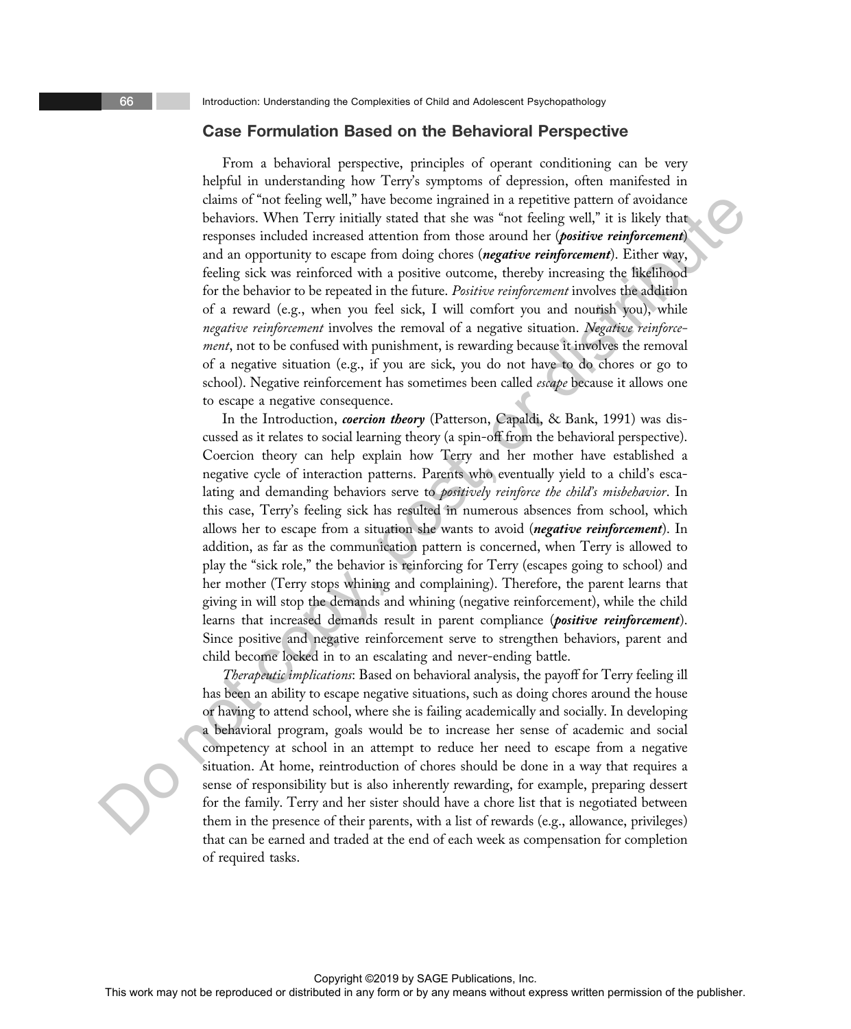## Case Formulation Based on the Behavioral Perspective

From a behavioral perspective, principles of operant conditioning can be very helpful in understanding how Terry's symptoms of depression, often manifested in claims of "not feeling well," have become ingrained in a repetitive pattern of avoidance behaviors. When Terry initially stated that she was "not feeling well," it is likely that responses included increased attention from those around her (***positive reinforcement***) and an opportunity to escape from doing chores (***negative reinforcement***). Either way, feeling sick was reinforced with a positive outcome, thereby increasing the likelihood for the behavior to be repeated in the future. *Positive reinforcement* involves the addition of a reward (e.g., when you feel sick, I will comfort you and nourish you), while *negative reinforcement* involves the removal of a negative situation. *Negative reinforcement*, not to be confused with punishment, is rewarding because it involves the removal of a negative situation (e.g., if you are sick, you do not have to do chores or go to school). Negative reinforcement has sometimes been called *escape* because it allows one to escape a negative consequence.

In the Introduction, ***coercion theory*** (Patterson, Capaldi, & Bank, 1991) was discussed as it relates to social learning theory (a spin-off from the behavioral perspective). Coercion theory can help explain how Terry and her mother have established a negative cycle of interaction patterns. Parents who eventually yield to a child's escalating and demanding behaviors serve to *positively reinforce the child's misbehavior*. In this case, Terry's feeling sick has resulted in numerous absences from school, which allows her to escape from a situation she wants to avoid (***negative reinforcement***). In addition, as far as the communication pattern is concerned, when Terry is allowed to play the "sick role," the behavior is reinforcing for Terry (escapes going to school) and her mother (Terry stops whining and complaining). Therefore, the parent learns that giving in will stop the demands and whining (negative reinforcement), while the child learns that increased demands result in parent compliance (***positive reinforcement***). Since positive and negative reinforcement serve to strengthen behaviors, parent and child become locked in to an escalating and never-ending battle.

*Therapeutic implications*: Based on behavioral analysis, the payoff for Terry feeling ill has been an ability to escape negative situations, such as doing chores around the house or having to attend school, where she is failing academically and socially. In developing a behavioral program, goals would be to increase her sense of academic and social competency at school in an attempt to reduce her need to escape from a negative situation. At home, reintroduction of chores should be done in a way that requires a sense of responsibility but is also inherently rewarding, for example, preparing dessert for the family. Terry and her sister should have a chore list that is negotiated between them in the presence of their parents, with a list of rewards (e.g., allowance, privileges) that can be earned and traded at the end of each week as compensation for completion of required tasks.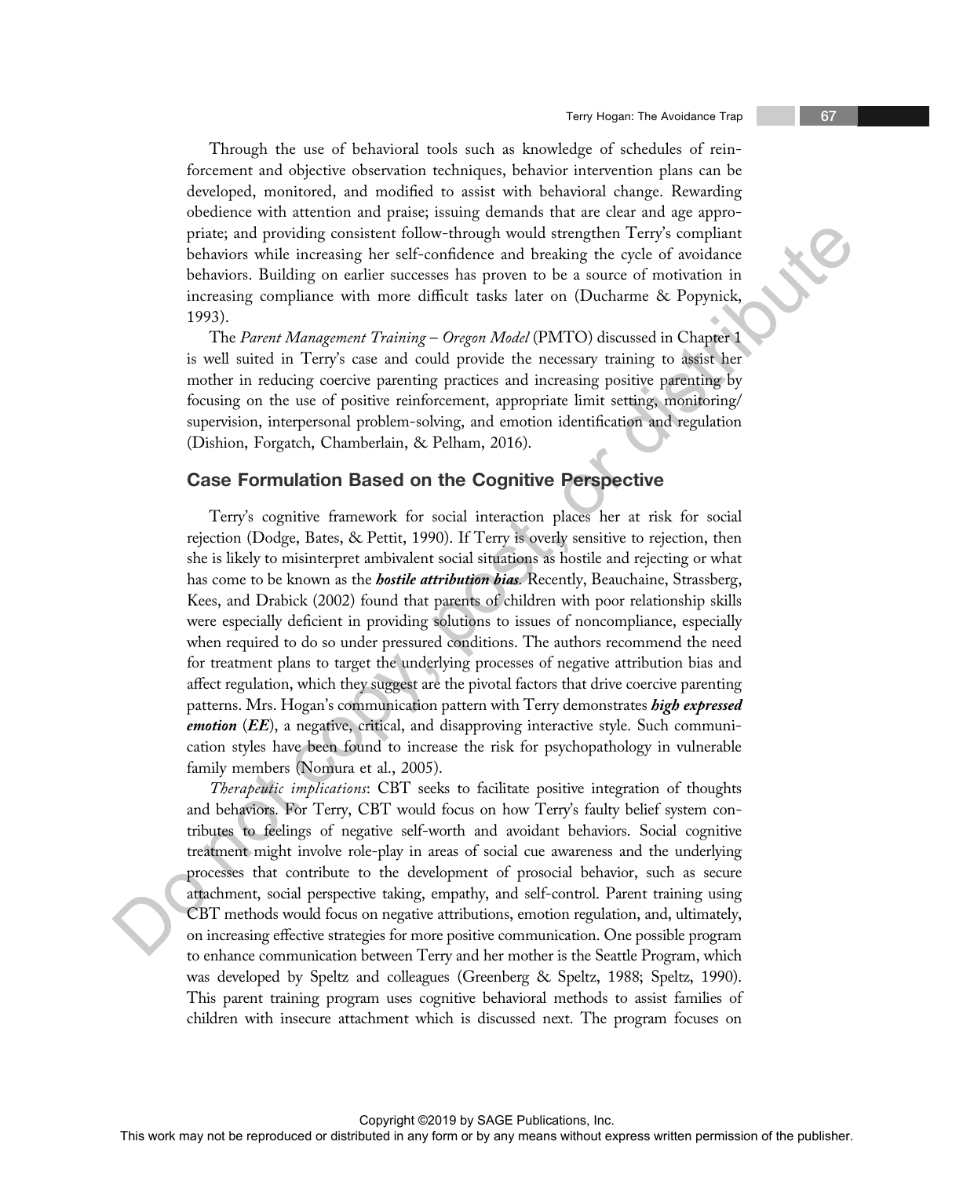Through the use of behavioral tools such as knowledge of schedules of reinforcement and objective observation techniques, behavior intervention plans can be developed, monitored, and modified to assist with behavioral change. Rewarding obedience with attention and praise; issuing demands that are clear and age appropriate; and providing consistent follow-through would strengthen Terry's compliant behaviors while increasing her self-confidence and breaking the cycle of avoidance behaviors. Building on earlier successes has proven to be a source of motivation in increasing compliance with more difficult tasks later on (Ducharme & Popynick, 1993).

The *Parent Management Training – Oregon Model* (PMTO) discussed in Chapter 1 is well suited in Terry's case and could provide the necessary training to assist her mother in reducing coercive parenting practices and increasing positive parenting by focusing on the use of positive reinforcement, appropriate limit setting, monitoring/supervision, interpersonal problem-solving, and emotion identification and regulation (Dishion, Forgatch, Chamberlain, & Pelham, 2016).

## Case Formulation Based on the Cognitive Perspective

Terry's cognitive framework for social interaction places her at risk for social rejection (Dodge, Bates, & Pettit, 1990). If Terry is overly sensitive to rejection, then she is likely to misinterpret ambivalent social situations as hostile and rejecting or what has come to be known as the ***hostile attribution bias***. Recently, Beauchaine, Strassberg, Kees, and Drabick (2002) found that parents of children with poor relationship skills were especially deficient in providing solutions to issues of noncompliance, especially when required to do so under pressured conditions. The authors recommend the need for treatment plans to target the underlying processes of negative attribution bias and affect regulation, which they suggest are the pivotal factors that drive coercive parenting patterns. Mrs. Hogan's communication pattern with Terry demonstrates ***high expressed emotion*** (***EE***), a negative, critical, and disapproving interactive style. Such communication styles have been found to increase the risk for psychopathology in vulnerable family members (Nomura et al., 2005).

*Therapeutic implications*: CBT seeks to facilitate positive integration of thoughts and behaviors. For Terry, CBT would focus on how Terry's faulty belief system contributes to feelings of negative self-worth and avoidant behaviors. Social cognitive treatment might involve role-play in areas of social cue awareness and the underlying processes that contribute to the development of prosocial behavior, such as secure attachment, social perspective taking, empathy, and self-control. Parent training using CBT methods would focus on negative attributions, emotion regulation, and, ultimately, on increasing effective strategies for more positive communication. One possible program to enhance communication between Terry and her mother is the Seattle Program, which was developed by Speltz and colleagues (Greenberg & Speltz, 1988; Speltz, 1990). This parent training program uses cognitive behavioral methods to assist families of children with insecure attachment which is discussed next. The program focuses on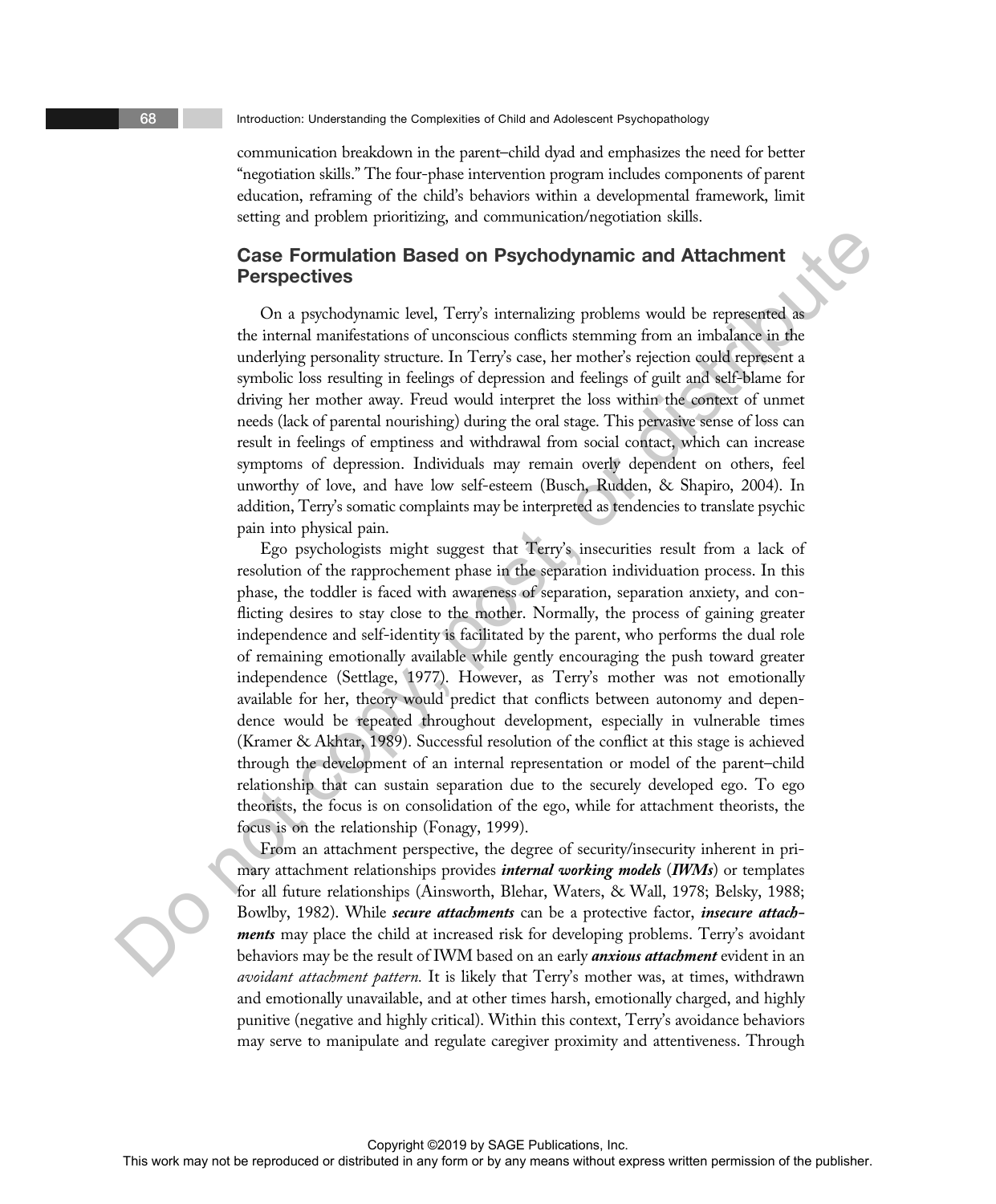communication breakdown in the parent–child dyad and emphasizes the need for better "negotiation skills." The four-phase intervention program includes components of parent education, reframing of the child's behaviors within a developmental framework, limit setting and problem prioritizing, and communication/negotiation skills.

## Case Formulation Based on Psychodynamic and Attachment Perspectives

On a psychodynamic level, Terry's internalizing problems would be represented as the internal manifestations of unconscious conflicts stemming from an imbalance in the underlying personality structure. In Terry's case, her mother's rejection could represent a symbolic loss resulting in feelings of depression and feelings of guilt and self-blame for driving her mother away. Freud would interpret the loss within the context of unmet needs (lack of parental nourishing) during the oral stage. This pervasive sense of loss can result in feelings of emptiness and withdrawal from social contact, which can increase symptoms of depression. Individuals may remain overly dependent on others, feel unworthy of love, and have low self-esteem (Busch, Rudden, & Shapiro, 2004). In addition, Terry's somatic complaints may be interpreted as tendencies to translate psychic pain into physical pain.

Ego psychologists might suggest that Terry's insecurities result from a lack of resolution of the rapprochement phase in the separation individuation process. In this phase, the toddler is faced with awareness of separation, separation anxiety, and conflicting desires to stay close to the mother. Normally, the process of gaining greater independence and self-identity is facilitated by the parent, who performs the dual role of remaining emotionally available while gently encouraging the push toward greater independence (Settlage, 1977). However, as Terry's mother was not emotionally available for her, theory would predict that conflicts between autonomy and dependence would be repeated throughout development, especially in vulnerable times (Kramer & Akhtar, 1989). Successful resolution of the conflict at this stage is achieved through the development of an internal representation or model of the parent–child relationship that can sustain separation due to the securely developed ego. To ego theorists, the focus is on consolidation of the ego, while for attachment theorists, the focus is on the relationship (Fonagy, 1999).

From an attachment perspective, the degree of security/insecurity inherent in primary attachment relationships provides ***internal working models*** (***IWMs***) or templates for all future relationships (Ainsworth, Blehar, Waters, & Wall, 1978; Belsky, 1988; Bowlby, 1982). While ***secure attachments*** can be a protective factor, ***insecure attachments*** may place the child at increased risk for developing problems. Terry's avoidant behaviors may be the result of IWM based on an early ***anxious attachment*** evident in an *avoidant attachment pattern.* It is likely that Terry's mother was, at times, withdrawn and emotionally unavailable, and at other times harsh, emotionally charged, and highly punitive (negative and highly critical). Within this context, Terry's avoidance behaviors may serve to manipulate and regulate caregiver proximity and attentiveness. Through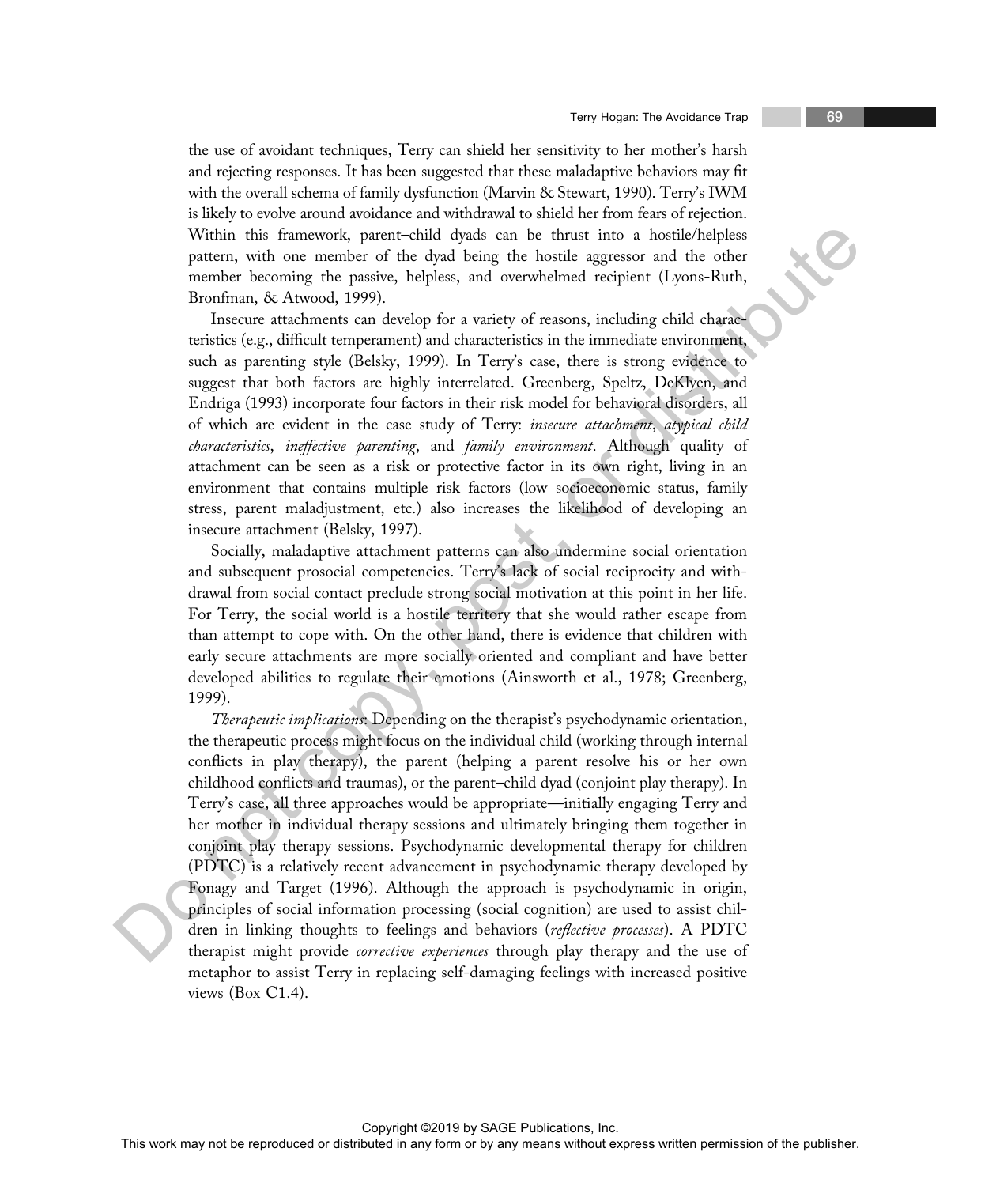the use of avoidant techniques, Terry can shield her sensitivity to her mother's harsh and rejecting responses. It has been suggested that these maladaptive behaviors may fit with the overall schema of family dysfunction (Marvin & Stewart, 1990). Terry's IWM is likely to evolve around avoidance and withdrawal to shield her from fears of rejection. Within this framework, parent–child dyads can be thrust into a hostile/helpless pattern, with one member of the dyad being the hostile aggressor and the other member becoming the passive, helpless, and overwhelmed recipient (Lyons-Ruth, Bronfman, & Atwood, 1999).

Insecure attachments can develop for a variety of reasons, including child characteristics (e.g., difficult temperament) and characteristics in the immediate environment, such as parenting style (Belsky, 1999). In Terry's case, there is strong evidence to suggest that both factors are highly interrelated. Greenberg, Speltz, DeKlyen, and Endriga (1993) incorporate four factors in their risk model for behavioral disorders, all of which are evident in the case study of Terry: *insecure attachment*, *atypical child characteristics*, *ineffective parenting*, and *family environment*. Although quality of attachment can be seen as a risk or protective factor in its own right, living in an environment that contains multiple risk factors (low socioeconomic status, family stress, parent maladjustment, etc.) also increases the likelihood of developing an insecure attachment (Belsky, 1997).

Socially, maladaptive attachment patterns can also undermine social orientation and subsequent prosocial competencies. Terry's lack of social reciprocity and withdrawal from social contact preclude strong social motivation at this point in her life. For Terry, the social world is a hostile territory that she would rather escape from than attempt to cope with. On the other hand, there is evidence that children with early secure attachments are more socially oriented and compliant and have better developed abilities to regulate their emotions (Ainsworth et al., 1978; Greenberg, 1999).

*Therapeutic implications*: Depending on the therapist's psychodynamic orientation, the therapeutic process might focus on the individual child (working through internal conflicts in play therapy), the parent (helping a parent resolve his or her own childhood conflicts and traumas), or the parent–child dyad (conjoint play therapy). In Terry's case, all three approaches would be appropriate—initially engaging Terry and her mother in individual therapy sessions and ultimately bringing them together in conjoint play therapy sessions. Psychodynamic developmental therapy for children (PDTC) is a relatively recent advancement in psychodynamic therapy developed by Fonagy and Target (1996). Although the approach is psychodynamic in origin, principles of social information processing (social cognition) are used to assist children in linking thoughts to feelings and behaviors (*reflective processes*). A PDTC therapist might provide *corrective experiences* through play therapy and the use of metaphor to assist Terry in replacing self-damaging feelings with increased positive views (Box C1.4).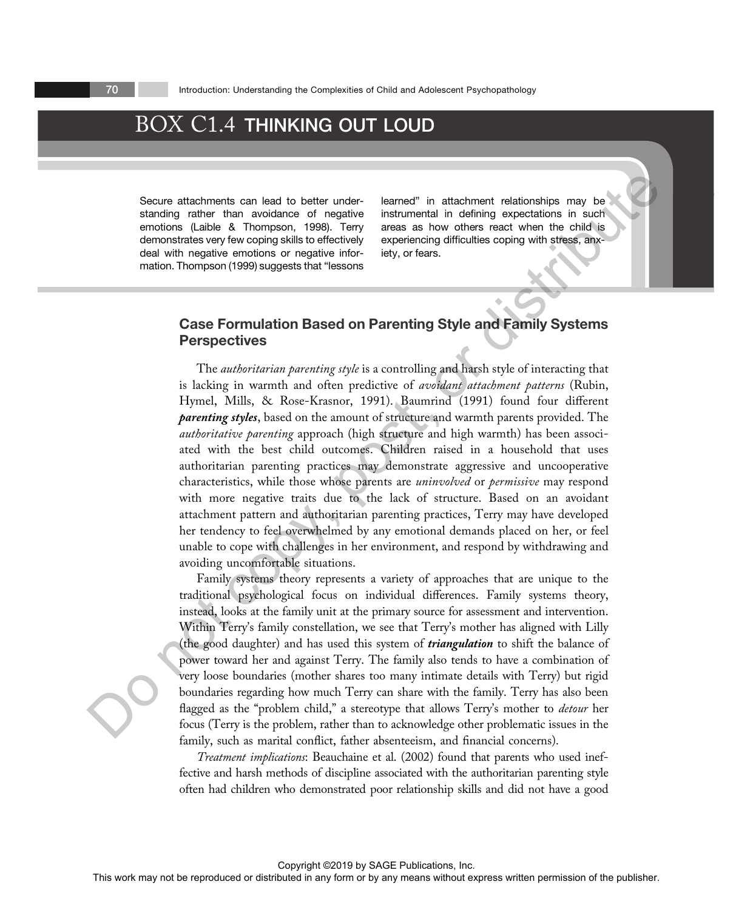## BOX C1.4 THINKING OUT LOUD

Secure attachments can lead to better understanding rather than avoidance of negative emotions (Laible & Thompson, 1998). Terry demonstrates very few coping skills to effectively deal with negative emotions or negative information. Thompson (1999) suggests that "lessons learned" in attachment relationships may be instrumental in defining expectations in such areas as how others react when the child is experiencing difficulties coping with stress, anxiety, or fears.

### Case Formulation Based on Parenting Style and Family Systems Perspectives

The *authoritarian parenting style* is a controlling and harsh style of interacting that is lacking in warmth and often predictive of *avoidant attachment patterns* (Rubin, Hymel, Mills, & Rose-Krasnor, 1991). Baumrind (1991) found four different ***parenting styles***, based on the amount of structure and warmth parents provided. The *authoritative parenting* approach (high structure and high warmth) has been associated with the best child outcomes. Children raised in a household that uses authoritarian parenting practices may demonstrate aggressive and uncooperative characteristics, while those whose parents are *uninvolved* or *permissive* may respond with more negative traits due to the lack of structure. Based on an avoidant attachment pattern and authoritarian parenting practices, Terry may have developed her tendency to feel overwhelmed by any emotional demands placed on her, or feel unable to cope with challenges in her environment, and respond by withdrawing and avoiding uncomfortable situations.

Family systems theory represents a variety of approaches that are unique to the traditional psychological focus on individual differences. Family systems theory, instead, looks at the family unit at the primary source for assessment and intervention. Within Terry's family constellation, we see that Terry's mother has aligned with Lilly (the good daughter) and has used this system of ***triangulation*** to shift the balance of power toward her and against Terry. The family also tends to have a combination of very loose boundaries (mother shares too many intimate details with Terry) but rigid boundaries regarding how much Terry can share with the family. Terry has also been flagged as the "problem child," a stereotype that allows Terry's mother to *detour* her focus (Terry is the problem, rather than to acknowledge other problematic issues in the family, such as marital conflict, father absenteeism, and financial concerns).

*Treatment implications*: Beauchaine et al. (2002) found that parents who used ineffective and harsh methods of discipline associated with the authoritarian parenting style often had children who demonstrated poor relationship skills and did not have a good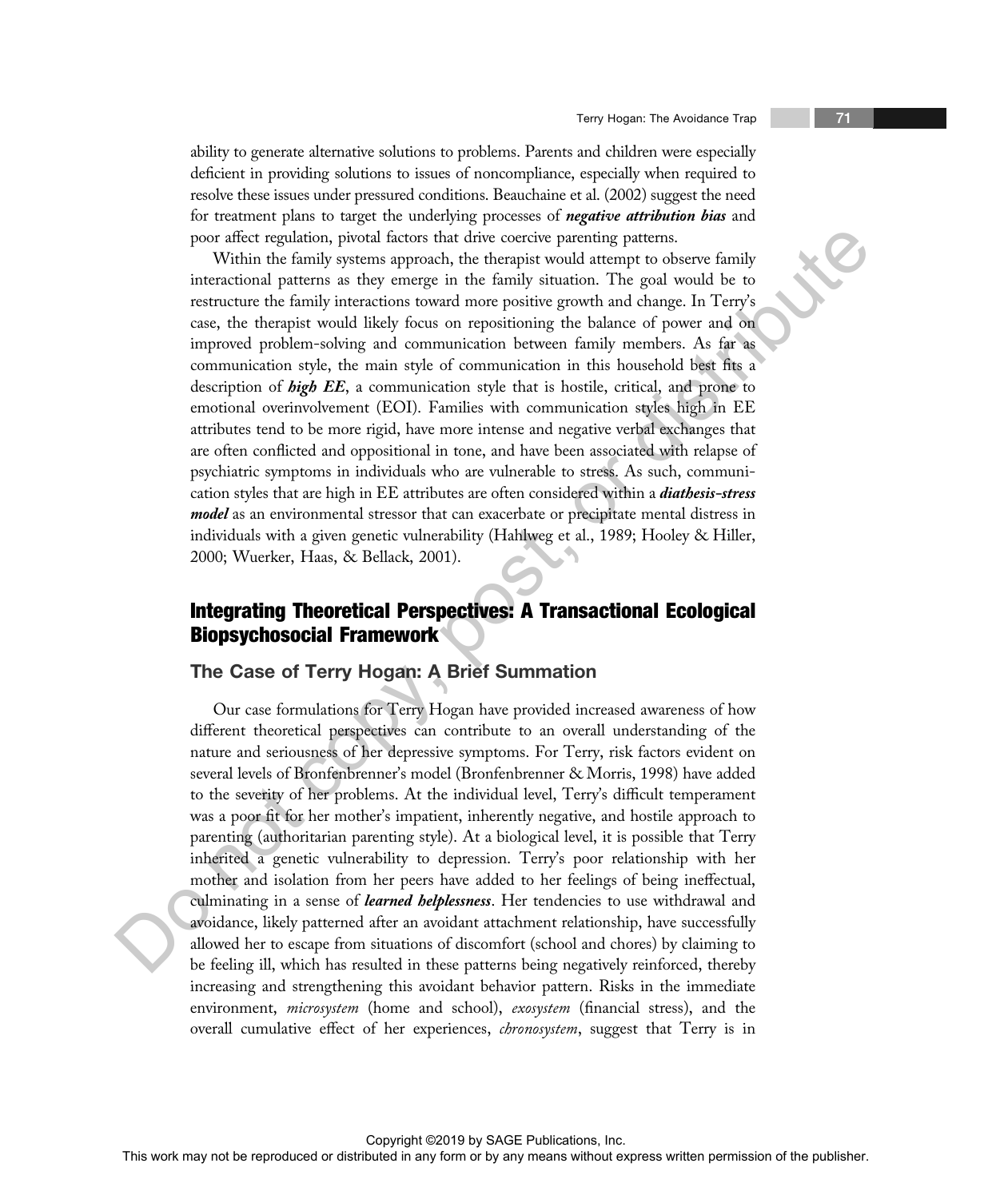ability to generate alternative solutions to problems. Parents and children were especially deficient in providing solutions to issues of noncompliance, especially when required to resolve these issues under pressured conditions. Beauchaine et al. (2002) suggest the need for treatment plans to target the underlying processes of ***negative attribution bias*** and poor affect regulation, pivotal factors that drive coercive parenting patterns.

Within the family systems approach, the therapist would attempt to observe family interactional patterns as they emerge in the family situation. The goal would be to restructure the family interactions toward more positive growth and change. In Terry's case, the therapist would likely focus on repositioning the balance of power and on improved problem-solving and communication between family members. As far as communication style, the main style of communication in this household best fits a description of ***high EE***, a communication style that is hostile, critical, and prone to emotional overinvolvement (EOI). Families with communication styles high in EE attributes tend to be more rigid, have more intense and negative verbal exchanges that are often conflicted and oppositional in tone, and have been associated with relapse of psychiatric symptoms in individuals who are vulnerable to stress. As such, communication styles that are high in EE attributes are often considered within a ***diathesis-stress model*** as an environmental stressor that can exacerbate or precipitate mental distress in individuals with a given genetic vulnerability (Hahlweg et al., 1989; Hooley & Hiller, 2000; Wuerker, Haas, & Bellack, 2001).

## Integrating Theoretical Perspectives: A Transactional Ecological Biopsychosocial Framework

### The Case of Terry Hogan: A Brief Summation

Our case formulations for Terry Hogan have provided increased awareness of how different theoretical perspectives can contribute to an overall understanding of the nature and seriousness of her depressive symptoms. For Terry, risk factors evident on several levels of Bronfenbrenner's model (Bronfenbrenner & Morris, 1998) have added to the severity of her problems. At the individual level, Terry's difficult temperament was a poor fit for her mother's impatient, inherently negative, and hostile approach to parenting (authoritarian parenting style). At a biological level, it is possible that Terry inherited a genetic vulnerability to depression. Terry's poor relationship with her mother and isolation from her peers have added to her feelings of being ineffectual, culminating in a sense of ***learned helplessness***. Her tendencies to use withdrawal and avoidance, likely patterned after an avoidant attachment relationship, have successfully allowed her to escape from situations of discomfort (school and chores) by claiming to be feeling ill, which has resulted in these patterns being negatively reinforced, thereby increasing and strengthening this avoidant behavior pattern. Risks in the immediate environment, *microsystem* (home and school), *exosystem* (financial stress), and the overall cumulative effect of her experiences, *chronosystem*, suggest that Terry is in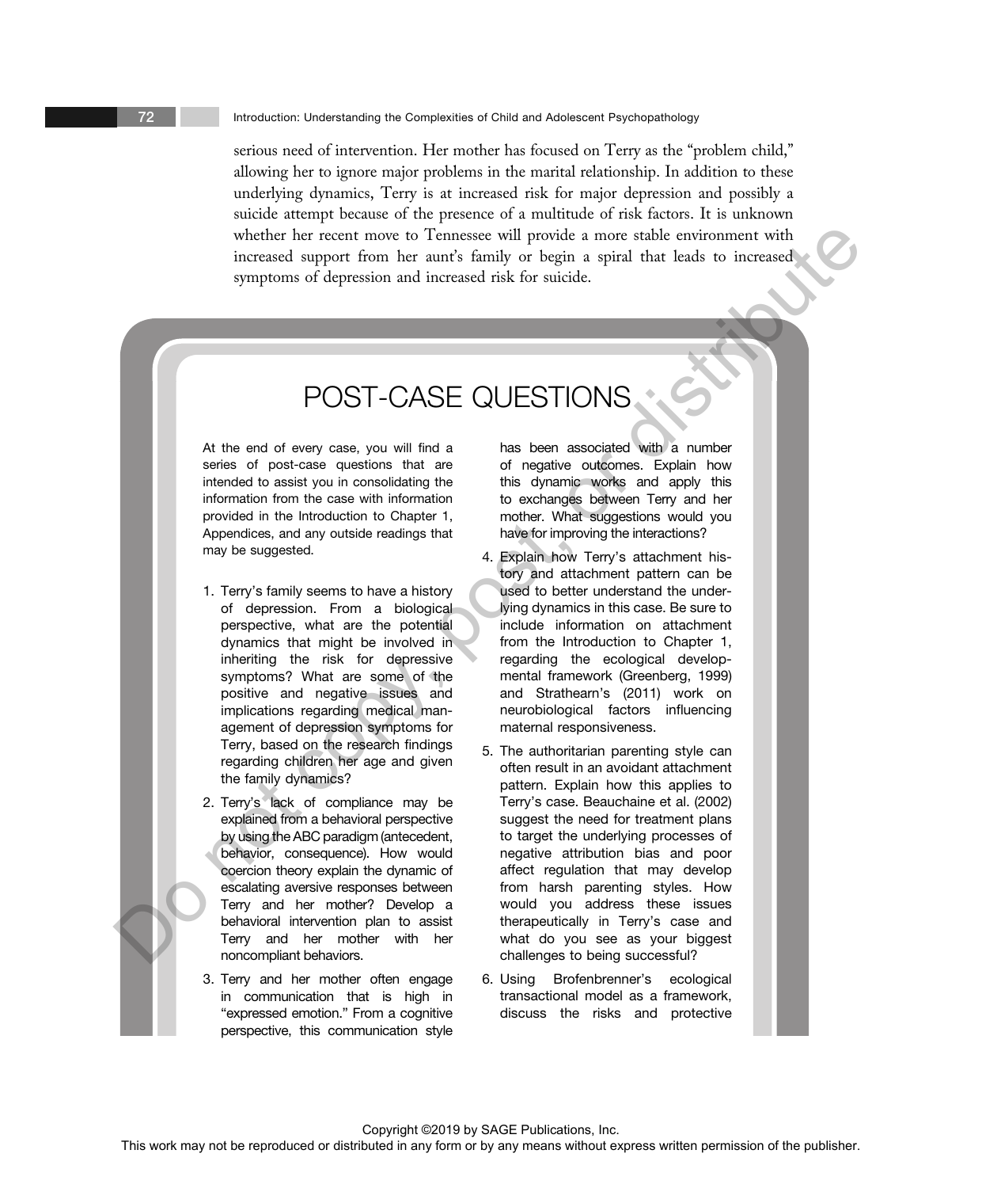serious need of intervention. Her mother has focused on Terry as the "problem child," allowing her to ignore major problems in the marital relationship. In addition to these underlying dynamics, Terry is at increased risk for major depression and possibly a suicide attempt because of the presence of a multitude of risk factors. It is unknown whether her recent move to Tennessee will provide a more stable environment with increased support from her aunt's family or begin a spiral that leads to increased symptoms of depression and increased risk for suicide.

## POST-CASE QUESTIONS

At the end of every case, you will find a series of post-case questions that are intended to assist you in consolidating the information from the case with information provided in the Introduction to Chapter 1, Appendices, and any outside readings that may be suggested.

1. Terry's family seems to have a history of depression. From a biological perspective, what are the potential dynamics that might be involved in inheriting the risk for depressive symptoms? What are some of the positive and negative issues and implications regarding medical management of depression symptoms for Terry, based on the research findings regarding children her age and given the family dynamics?
2. Terry's lack of compliance may be explained from a behavioral perspective by using the ABC paradigm (antecedent, behavior, consequence). How would coercion theory explain the dynamic of escalating aversive responses between Terry and her mother? Develop a behavioral intervention plan to assist Terry and her mother with her noncompliant behaviors.
3. Terry and her mother often engage in communication that is high in "expressed emotion." From a cognitive perspective, this communication style has been associated with a number of negative outcomes. Explain how this dynamic works and apply this to exchanges between Terry and her mother. What suggestions would you have for improving the interactions?
4. Explain how Terry's attachment history and attachment pattern can be used to better understand the underlying dynamics in this case. Be sure to include information on attachment from the Introduction to Chapter 1, regarding the ecological developmental framework (Greenberg, 1999) and Strathearn's (2011) work on neurobiological factors influencing maternal responsiveness.
5. The authoritarian parenting style can often result in an avoidant attachment pattern. Explain how this applies to Terry's case. Beauchaine et al. (2002) suggest the need for treatment plans to target the underlying processes of negative attribution bias and poor affect regulation that may develop from harsh parenting styles. How would you address these issues therapeutically in Terry's case and what do you see as your biggest challenges to being successful?
6. Using Brofenbrenner's ecological transactional model as a framework, discuss the risks and protective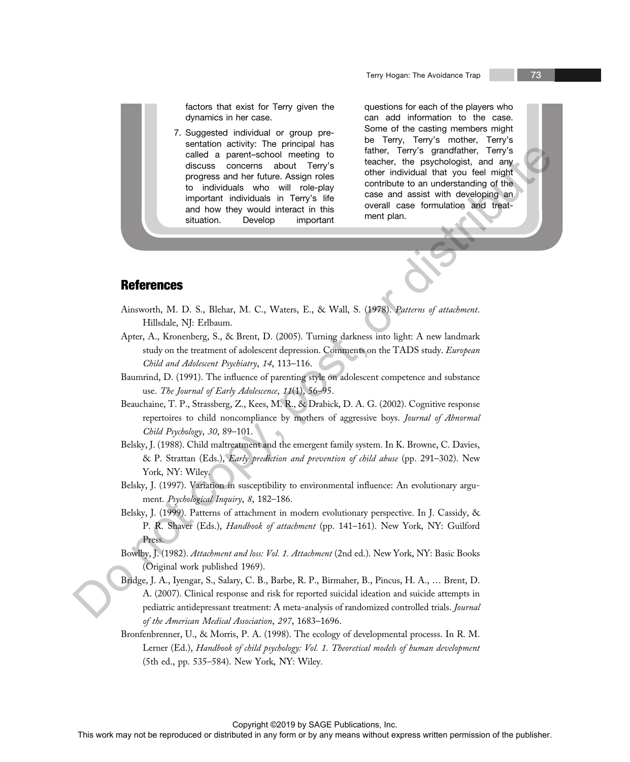factors that exist for Terry given the dynamics in her case.

7. Suggested individual or group presentation activity: The principal has called a parent–school meeting to discuss concerns about Terry's progress and her future. Assign roles to individuals who will role-play important individuals in Terry's life and how they would interact in this situation. Develop important questions for each of the players who can add information to the case. Some of the casting members might be Terry, Terry's mother, Terry's father, Terry's grandfather, Terry's teacher, the psychologist, and any other individual that you feel might contribute to an understanding of the case and assist with developing an overall case formulation and treatment plan.

## References

Ainsworth, M. D. S., Blehar, M. C., Waters, E., & Wall, S. (1978). *Patterns of attachment*. Hillsdale, NJ: Erlbaum.

Apter, A., Kronenberg, S., & Brent, D. (2005). Turning darkness into light: A new landmark study on the treatment of adolescent depression. Comments on the TADS study. *European Child and Adolescent Psychiatry*, *14*, 113–116.

Baumrind, D. (1991). The influence of parenting style on adolescent competence and substance use. *The Journal of Early Adolescence*, *11*(1), 56–95.

Beauchaine, T. P., Strassberg, Z., Kees, M. R., & Drabick, D. A. G. (2002). Cognitive response repertoires to child noncompliance by mothers of aggressive boys. *Journal of Abnormal Child Psychology*, *30*, 89–101.

Belsky, J. (1988). Child maltreatment and the emergent family system. In K. Browne, C. Davies, & P. Strattan (Eds.), *Early prediction and prevention of child abuse* (pp. 291–302). New York, NY: Wiley.

Belsky, J. (1997). Variation in susceptibility to environmental influence: An evolutionary argument. *Psychological Inquiry*, *8*, 182–186.

Belsky, J. (1999). Patterns of attachment in modern evolutionary perspective. In J. Cassidy, & P. R. Shaver (Eds.), *Handbook of attachment* (pp. 141–161). New York, NY: Guilford Press.

Bowlby, J. (1982). *Attachment and loss: Vol. 1. Attachment* (2nd ed.). New York, NY: Basic Books (Original work published 1969).

Bridge, J. A., Iyengar, S., Salary, C. B., Barbe, R. P., Birmaher, B., Pincus, H. A., … Brent, D. A. (2007). Clinical response and risk for reported suicidal ideation and suicide attempts in pediatric antidepressant treatment: A meta-analysis of randomized controlled trials. *Journal of the American Medical Association*, *297*, 1683–1696.

Bronfenbrenner, U., & Morris, P. A. (1998). The ecology of developmental processs. In R. M. Lerner (Ed.), *Handbook of child psychology: Vol. 1. Theoretical models of human development* (5th ed., pp. 535–584). New York, NY: Wiley.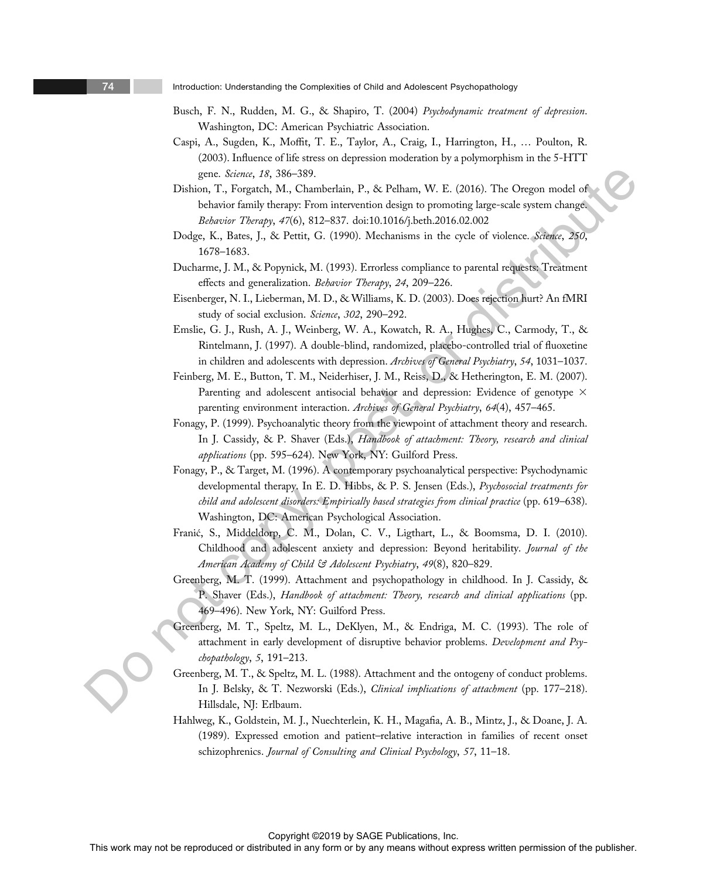Busch, F. N., Rudden, M. G., & Shapiro, T. (2004) *Psychodynamic treatment of depression*. Washington, DC: American Psychiatric Association.

Caspi, A., Sugden, K., Moffit, T. E., Taylor, A., Craig, I., Harrington, H., … Poulton, R. (2003). Influence of life stress on depression moderation by a polymorphism in the 5-HTT gene. *Science*, *18*, 386–389.

Dishion, T., Forgatch, M., Chamberlain, P., & Pelham, W. E. (2016). The Oregon model of behavior family therapy: From intervention design to promoting large-scale system change. *Behavior Therapy*, *47*(6), 812–837. doi:10.1016/j.beth.2016.02.002

Dodge, K., Bates, J., & Pettit, G. (1990). Mechanisms in the cycle of violence. *Science*, *250*, 1678–1683.

Ducharme, J. M., & Popynick, M. (1993). Errorless compliance to parental requests: Treatment effects and generalization. *Behavior Therapy*, *24*, 209–226.

Eisenberger, N. I., Lieberman, M. D., & Williams, K. D. (2003). Does rejection hurt? An fMRI study of social exclusion. *Science*, *302*, 290–292.

Emslie, G. J., Rush, A. J., Weinberg, W. A., Kowatch, R. A., Hughes, C., Carmody, T., & Rintelmann, J. (1997). A double-blind, randomized, placebo-controlled trial of fluoxetine in children and adolescents with depression. *Archives of General Psychiatry*, *54*, 1031–1037.

Feinberg, M. E., Button, T. M., Neiderhiser, J. M., Reiss, D., & Hetherington, E. M. (2007). Parenting and adolescent antisocial behavior and depression: Evidence of genotype × parenting environment interaction. *Archives of General Psychiatry*, *64*(4), 457–465.

Fonagy, P. (1999). Psychoanalytic theory from the viewpoint of attachment theory and research. In J. Cassidy, & P. Shaver (Eds.), *Handbook of attachment: Theory, research and clinical applications* (pp. 595–624). New York, NY: Guilford Press.

Fonagy, P., & Target, M. (1996). A contemporary psychoanalytical perspective: Psychodynamic developmental therapy. In E. D. Hibbs, & P. S. Jensen (Eds.), *Psychosocial treatments for child and adolescent disorders: Empirically based strategies from clinical practice* (pp. 619–638). Washington, DC: American Psychological Association.

Franić, S., Middeldorp, C. M., Dolan, C. V., Ligthart, L., & Boomsma, D. I. (2010). Childhood and adolescent anxiety and depression: Beyond heritability. *Journal of the American Academy of Child & Adolescent Psychiatry*, *49*(8), 820–829.

Greenberg, M. T. (1999). Attachment and psychopathology in childhood. In J. Cassidy, & P. Shaver (Eds.), *Handbook of attachment: Theory, research and clinical applications* (pp. 469–496). New York, NY: Guilford Press.

Greenberg, M. T., Speltz, M. L., DeKlyen, M., & Endriga, M. C. (1993). The role of attachment in early development of disruptive behavior problems. *Development and Psychopathology*, *5*, 191–213.

Greenberg, M. T., & Speltz, M. L. (1988). Attachment and the ontogeny of conduct problems. In J. Belsky, & T. Nezworski (Eds.), *Clinical implications of attachment* (pp. 177–218). Hillsdale, NJ: Erlbaum.

Hahlweg, K., Goldstein, M. J., Nuechterlein, K. H., Magafia, A. B., Mintz, J., & Doane, J. A. (1989). Expressed emotion and patient–relative interaction in families of recent onset schizophrenics. *Journal of Consulting and Clinical Psychology*, *57*, 11–18.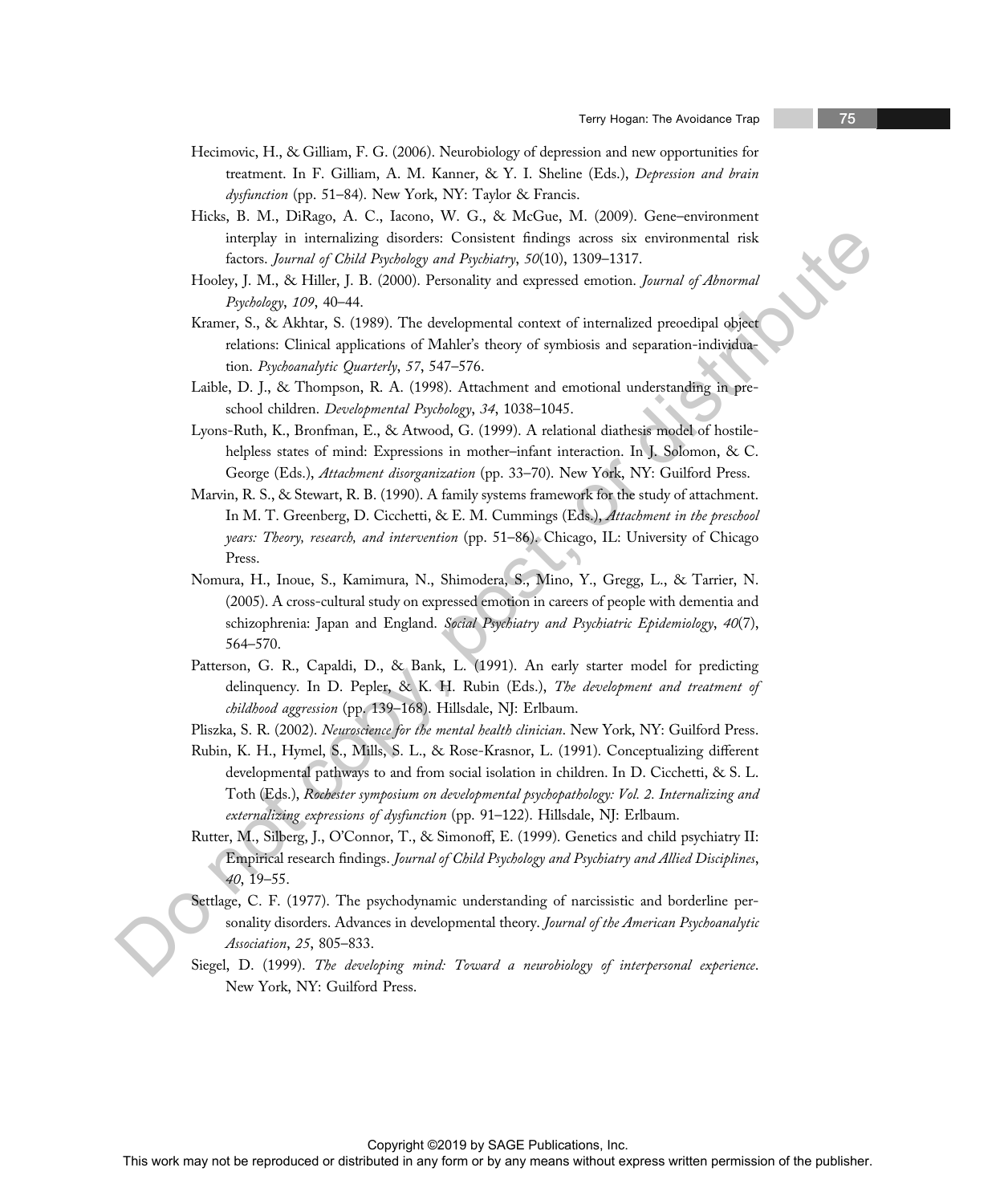Hecimovic, H., & Gilliam, F. G. (2006). Neurobiology of depression and new opportunities for treatment. In F. Gilliam, A. M. Kanner, & Y. I. Sheline (Eds.), *Depression and brain dysfunction* (pp. 51–84). New York, NY: Taylor & Francis.

Hicks, B. M., DiRago, A. C., Iacono, W. G., & McGue, M. (2009). Gene–environment interplay in internalizing disorders: Consistent findings across six environmental risk factors. *Journal of Child Psychology and Psychiatry*, *50*(10), 1309–1317.

Hooley, J. M., & Hiller, J. B. (2000). Personality and expressed emotion. *Journal of Abnormal Psychology*, *109*, 40–44.

Kramer, S., & Akhtar, S. (1989). The developmental context of internalized preoedipal object relations: Clinical applications of Mahler's theory of symbiosis and separation-individuation. *Psychoanalytic Quarterly*, *57*, 547–576.

Laible, D. J., & Thompson, R. A. (1998). Attachment and emotional understanding in preschool children. *Developmental Psychology*, *34*, 1038–1045.

Lyons-Ruth, K., Bronfman, E., & Atwood, G. (1999). A relational diathesis model of hostile-helpless states of mind: Expressions in mother–infant interaction. In J. Solomon, & C. George (Eds.), *Attachment disorganization* (pp. 33–70). New York, NY: Guilford Press.

Marvin, R. S., & Stewart, R. B. (1990). A family systems framework for the study of attachment. In M. T. Greenberg, D. Cicchetti, & E. M. Cummings (Eds.), *Attachment in the preschool years: Theory, research, and intervention* (pp. 51–86). Chicago, IL: University of Chicago Press.

Nomura, H., Inoue, S., Kamimura, N., Shimodera, S., Mino, Y., Gregg, L., & Tarrier, N. (2005). A cross-cultural study on expressed emotion in careers of people with dementia and schizophrenia: Japan and England. *Social Psychiatry and Psychiatric Epidemiology*, *40*(7), 564–570.

Patterson, G. R., Capaldi, D., & Bank, L. (1991). An early starter model for predicting delinquency. In D. Pepler, & K. H. Rubin (Eds.), *The development and treatment of childhood aggression* (pp. 139–168). Hillsdale, NJ: Erlbaum.

Pliszka, S. R. (2002). *Neuroscience for the mental health clinician*. New York, NY: Guilford Press.

Rubin, K. H., Hymel, S., Mills, S. L., & Rose-Krasnor, L. (1991). Conceptualizing different developmental pathways to and from social isolation in children. In D. Cicchetti, & S. L. Toth (Eds.), *Rochester symposium on developmental psychopathology: Vol. 2. Internalizing and externalizing expressions of dysfunction* (pp. 91–122). Hillsdale, NJ: Erlbaum.

Rutter, M., Silberg, J., O'Connor, T., & Simonoff, E. (1999). Genetics and child psychiatry II: Empirical research findings. *Journal of Child Psychology and Psychiatry and Allied Disciplines*, *40*, 19–55.

Settlage, C. F. (1977). The psychodynamic understanding of narcissistic and borderline personality disorders. Advances in developmental theory. *Journal of the American Psychoanalytic Association*, *25*, 805–833.

Siegel, D. (1999). *The developing mind: Toward a neurobiology of interpersonal experience*. New York, NY: Guilford Press.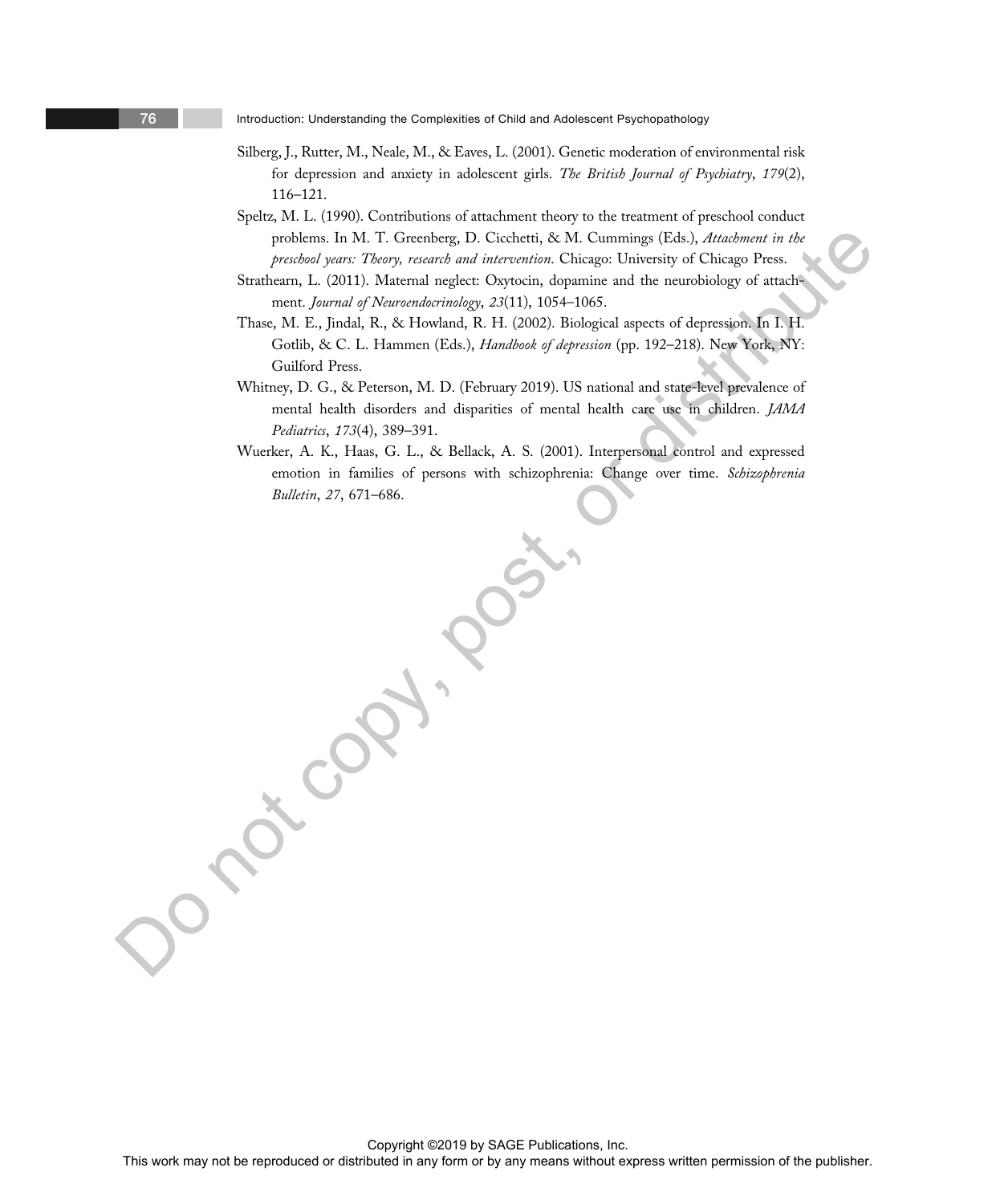Silberg, J., Rutter, M., Neale, M., & Eaves, L. (2001). Genetic moderation of environmental risk for depression and anxiety in adolescent girls. *The British Journal of Psychiatry*, *179*(2), 116–121.

Speltz, M. L. (1990). Contributions of attachment theory to the treatment of preschool conduct problems. In M. T. Greenberg, D. Cicchetti, & M. Cummings (Eds.), *Attachment in the preschool years: Theory, research and intervention*. Chicago: University of Chicago Press.

Strathearn, L. (2011). Maternal neglect: Oxytocin, dopamine and the neurobiology of attachment. *Journal of Neuroendocrinology*, *23*(11), 1054–1065.

Thase, M. E., Jindal, R., & Howland, R. H. (2002). Biological aspects of depression. In I. H. Gotlib, & C. L. Hammen (Eds.), *Handbook of depression* (pp. 192–218). New York, NY: Guilford Press.

Whitney, D. G., & Peterson, M. D. (February 2019). US national and state-level prevalence of mental health disorders and disparities of mental health care use in children. *JAMA Pediatrics*, *173*(4), 389–391.

Wuerker, A. K., Haas, G. L., & Bellack, A. S. (2001). Interpersonal control and expressed emotion in families of persons with schizophrenia: Change over time. *Schizophrenia Bulletin*, *27*, 671–686.